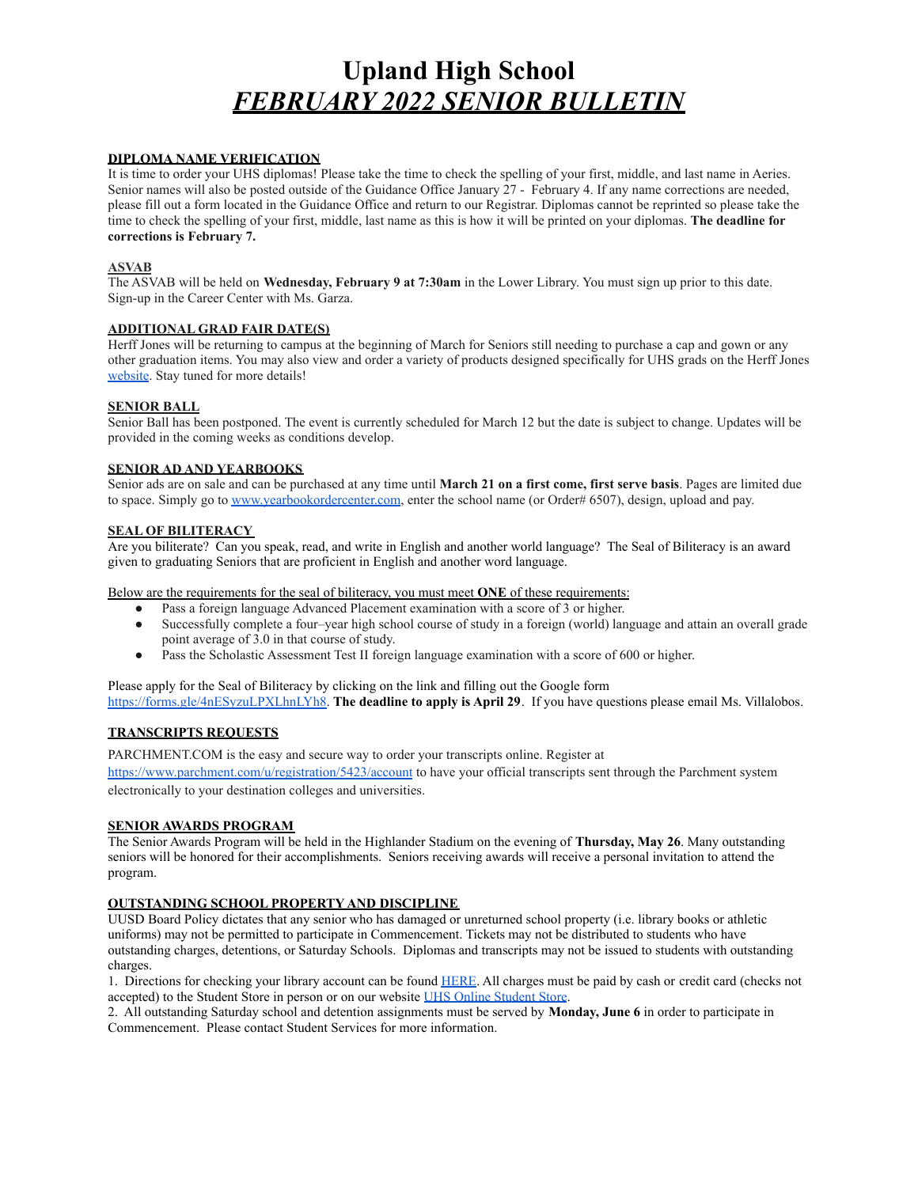# Upland High School

## ***FEBRUARY 2022 SENIOR BULLETIN***

**DIPLOMA NAME VERIFICATION**

It is time to order your UHS diplomas! Please take the time to check the spelling of your first, middle, and last name in Aeries. Senior names will also be posted outside of the Guidance Office January 27 - February 4. If any name corrections are needed, please fill out a form located in the Guidance Office and return to our Registrar. Diplomas cannot be reprinted so please take the time to check the spelling of your first, middle, last name as this is how it will be printed on your diplomas. **The deadline for corrections is February 7.**

**ASVAB**

The ASVAB will be held on **Wednesday, February 9 at 7:30am** in the Lower Library. You must sign up prior to this date. Sign-up in the Career Center with Ms. Garza.

**ADDITIONAL GRAD FAIR DATE(S)**

Herff Jones will be returning to campus at the beginning of March for Seniors still needing to purchase a cap and gown or any other graduation items. You may also view and order a variety of products designed specifically for UHS grads on the Herff Jones website. Stay tuned for more details!

**SENIOR BALL**

Senior Ball has been postponed. The event is currently scheduled for March 12 but the date is subject to change. Updates will be provided in the coming weeks as conditions develop.

**SENIOR AD AND YEARBOOKS**

Senior ads are on sale and can be purchased at any time until **March 21 on a first come, first serve basis**. Pages are limited due to space. Simply go to www.yearbookordercenter.com, enter the school name (or Order# 6507), design, upload and pay.

**SEAL OF BILITERACY**

Are you biliterate? Can you speak, read, and write in English and another world language? The Seal of Biliteracy is an award given to graduating Seniors that are proficient in English and another word language.

Below are the requirements for the seal of biliteracy, you must meet **ONE** of these requirements:

- Pass a foreign language Advanced Placement examination with a score of 3 or higher.
- Successfully complete a four–year high school course of study in a foreign (world) language and attain an overall grade point average of 3.0 in that course of study.
- Pass the Scholastic Assessment Test II foreign language examination with a score of 600 or higher.

Please apply for the Seal of Biliteracy by clicking on the link and filling out the Google form https://forms.gle/4nESyzuLPXLhnLYh8. **The deadline to apply is April 29**. If you have questions please email Ms. Villalobos.

**TRANSCRIPTS REQUESTS**

PARCHMENT.COM is the easy and secure way to order your transcripts online. Register at https://www.parchment.com/u/registration/5423/account to have your official transcripts sent through the Parchment system electronically to your destination colleges and universities.

**SENIOR AWARDS PROGRAM**

The Senior Awards Program will be held in the Highlander Stadium on the evening of **Thursday, May 26**. Many outstanding seniors will be honored for their accomplishments. Seniors receiving awards will receive a personal invitation to attend the program.

**OUTSTANDING SCHOOL PROPERTY AND DISCIPLINE**

UUSD Board Policy dictates that any senior who has damaged or unreturned school property (i.e. library books or athletic uniforms) may not be permitted to participate in Commencement. Tickets may not be distributed to students who have outstanding charges, detentions, or Saturday Schools. Diplomas and transcripts may not be issued to students with outstanding charges.

1. Directions for checking your library account can be found HERE. All charges must be paid by cash or credit card (checks not accepted) to the Student Store in person or on our website UHS Online Student Store.
2. All outstanding Saturday school and detention assignments must be served by **Monday, June 6** in order to participate in Commencement. Please contact Student Services for more information.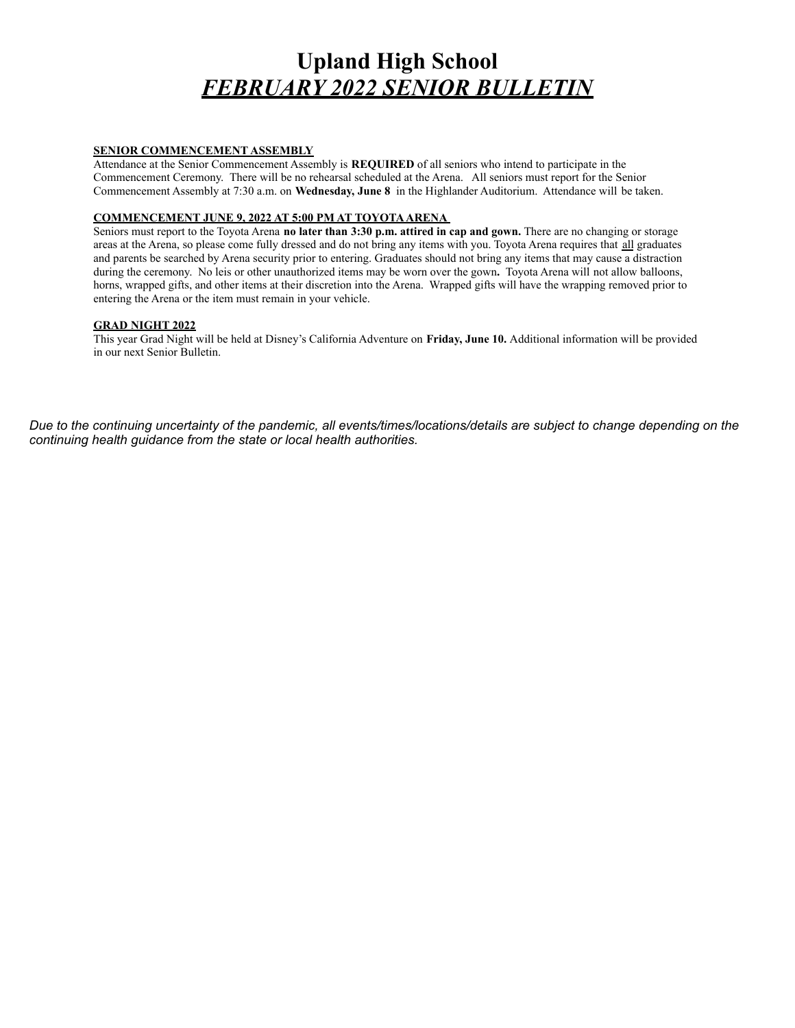# Upland High School

## *FEBRUARY 2022 SENIOR BULLETIN*

**SENIOR COMMENCEMENT ASSEMBLY**

Attendance at the Senior Commencement Assembly is **REQUIRED** of all seniors who intend to participate in the Commencement Ceremony. There will be no rehearsal scheduled at the Arena. All seniors must report for the Senior Commencement Assembly at 7:30 a.m. on **Wednesday, June 8** in the Highlander Auditorium. Attendance will be taken.

**COMMENCEMENT JUNE 9, 2022 AT 5:00 PM AT TOYOTA ARENA**

Seniors must report to the Toyota Arena **no later than 3:30 p.m. attired in cap and gown.** There are no changing or storage areas at the Arena, so please come fully dressed and do not bring any items with you. Toyota Arena requires that all graduates and parents be searched by Arena security prior to entering. Graduates should not bring any items that may cause a distraction during the ceremony. No leis or other unauthorized items may be worn over the gown**.** Toyota Arena will not allow balloons, horns, wrapped gifts, and other items at their discretion into the Arena. Wrapped gifts will have the wrapping removed prior to entering the Arena or the item must remain in your vehicle.

**GRAD NIGHT 2022**

This year Grad Night will be held at Disney's California Adventure on **Friday, June 10.** Additional information will be provided in our next Senior Bulletin.

*Due to the continuing uncertainty of the pandemic, all events/times/locations/details are subject to change depending on the continuing health guidance from the state or local health authorities.*